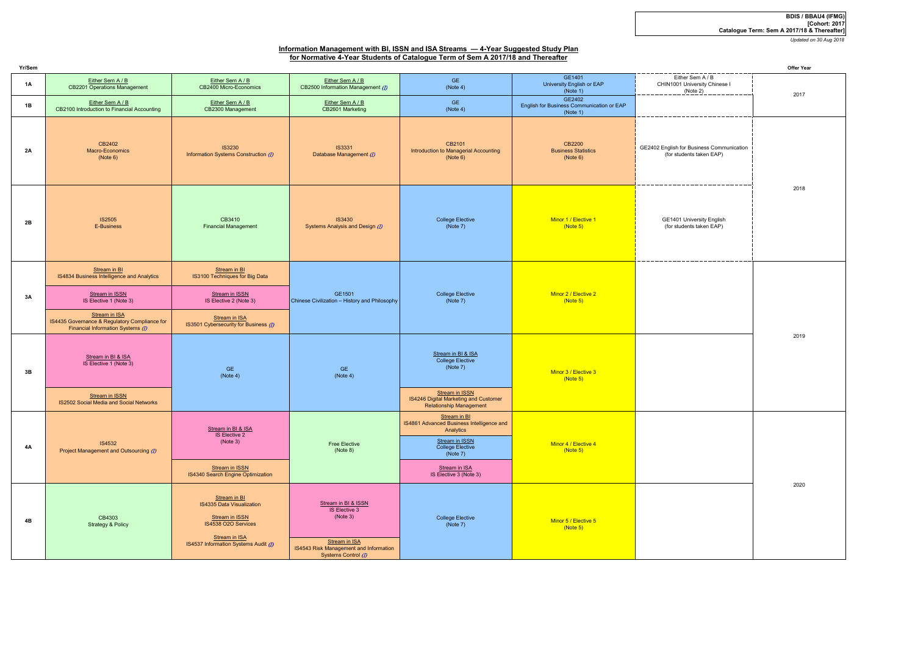**BDIS / BBAU4 (IFMG)**
**[Cohort: 2017]**
**Catalogue Term: Sem A 2017/18 & Thereafter]**

*Updated on 30 Aug 2018*

## Information Management with BI, ISSN and ISA Streams — 4-Year Suggested Study Plan for Normative 4-Year Students of Catalogue Term of Sem A 2017/18 and Thereafter

| Yr/Sem | | | | | | | Offer Year |
|---|---|---|---|---|---|---|---|
| 1A | Either Sem A / B<br>CB2201 Operations Management | Either Sem A / B<br>CB2400 Micro-Economics | Either Sem A / B<br>CB2500 Information Management (I) | GE<br>(Note 4) | GE1401<br>University English or EAP<br>(Note 1) | Either Sem A / B<br>CHIN1001 University Chinese I<br>(Note 2) | 2017 |
| 1B | Either Sem A / B<br>CB2100 Introduction to Financial Accounting | Either Sem A / B<br>CB2300 Management | Either Sem A / B<br>CB2601 Marketing | GE<br>(Note 4) | GE2402<br>English for Business Communication or EAP<br>(Note 1) | | 2017 |
| 2A | CB2402<br>Macro-Economics<br>(Note 6) | IS3230<br>Information Systems Construction (I) | IS3331<br>Database Management (I) | CB2101<br>Introduction to Managerial Accounting<br>(Note 6) | CB2200<br>Business Statistics<br>(Note 6) | GE2402 English for Business Communication<br>(for students taken EAP) | 2018 |
| 2B | IS2505<br>E-Business | CB3410<br>Financial Management | IS3430<br>Systems Analysis and Design (I) | College Elective<br>(Note 7) | Minor 1 / Elective 1<br>(Note 5) | GE1401 University English<br>(for students taken EAP) | 2018 |
| 3A | Stream in BI<br>IS4834 Business Intelligence and Analytics<br><br>Stream in ISSN<br>IS Elective 1 (Note 3)<br><br>Stream in ISA<br>IS4435 Governance & Regulatory Compliance for Financial Information Systems (I) | Stream in BI<br>IS3100 Techniques for Big Data<br><br>Stream in ISSN<br>IS Elective 2 (Note 3)<br><br>Stream in ISA<br>IS3501 Cybersecurity for Business (I) | GE1501<br>Chinese Civilization – History and Philosophy | College Elective<br>(Note 7) | Minor 2 / Elective 2<br>(Note 5) | | 2019 |
| 3B | Stream in BI & ISA<br>IS Elective 1 (Note 3)<br><br>Stream in ISSN<br>IS2502 Social Media and Social Networks | GE<br>(Note 4) | GE<br>(Note 4) | Stream in BI & ISA<br>College Elective<br>(Note 7)<br><br>Stream in ISSN<br>IS4246 Digital Marketing and Customer Relationship Management | Minor 3 / Elective 3<br>(Note 5) | | 2019 |
| 4A | IS4532<br>Project Management and Outsourcing (I) | Stream in BI & ISA<br>IS Elective 2<br>(Note 3)<br><br>Stream in ISSN<br>IS4340 Search Engine Optimization | Free Elective<br>(Note 8) | Stream in BI<br>IS4861 Advanced Business Intelligence and Analytics<br><br>Stream in ISSN<br>College Elective<br>(Note 7)<br><br>Stream in ISA<br>IS Elective 3 (Note 3) | Minor 4 / Elective 4<br>(Note 5) | | 2020 |
| 4B | CB4303<br>Strategy & Policy | Stream in BI<br>IS4335 Data Visualization<br><br>Stream in ISSN<br>IS4538 O2O Services<br><br>Stream in ISA<br>IS4537 Information Systems Audit (I) | Stream in BI & ISSN<br>IS Elective 3<br>(Note 3)<br><br>Stream in ISA<br>IS4543 Risk Management and Information Systems Control (I) | College Elective<br>(Note 7) | Minor 5 / Elective 5<br>(Note 5) | | 2020 |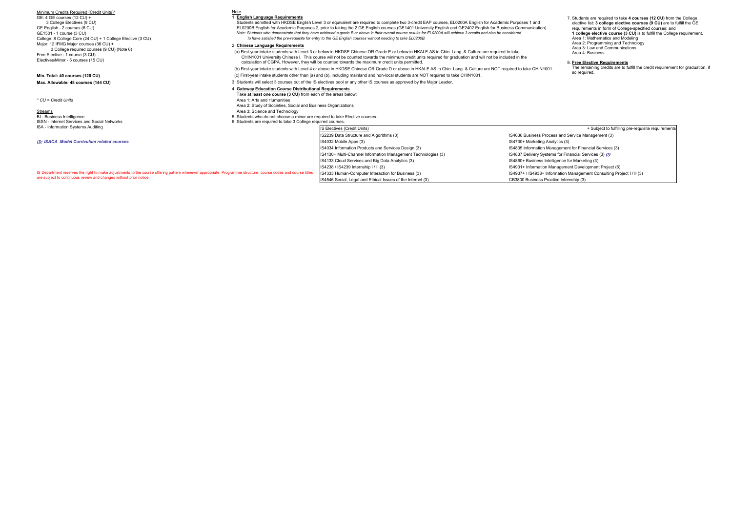Minimum Credits Required (Credit Units)*

GE: 4 GE courses (12 CU) +
3 College Electives (9 CU)
GE English - 2 courses (6 CU)
GE1501 - 1 course (3 CU)
College: 8 College Core (24 CU) + 1 College Elective (3 CU)
Major: 12 IFMG Major courses (36 CU) +
3 College required courses (9 CU) (Note 6)
Free Elective - 1 course (3 CU)
Electives/Minor - 5 courses (15 CU)

**Min. Total: 40 courses (120 CU)**

**Max. Allowable: 48 courses (144 CU)**

*\* CU = Credit Units*

Streams
BI - Business Intelligence
ISSN - Internet Services and Social Networks
ISA - Information Systems Auditing

***(I): ISACA Model Curriculum related courses***

IS Department reserves the right to make adjustments to the course offering pattern whenever appropriate. Programme structure, course codes and course titles are subject to continuous review and changes without prior notice.

Note

1. **English Language Requirements**
Students admitted with HKDSE English Level 3 or equivalent are required to complete two 3-credit EAP courses, EL0200A English for Academic Purposes 1 and EL0200B English for Academic Purposes 2, prior to taking the 2 GE English courses (GE1401 University English and GE2402 English for Business Communication).
*Note: Students who demonstrate that they have achieved a grade B or above in their overall course results for EL0200A will achieve 3 credits and also be considered to have satisfied the pre-requisite for entry to the GE English courses without needing to take EL0200B.*

2. **Chinese Language Requirements**
(a) First-year intake students with Level 3 or below in HKDSE Chinese OR Grade E or below in HKALE AS in Chin. Lang. & Culture are required to take CHIN1001 University Chinese I. This course will not be counted towards the minimum credit units required for graduation and will not be included in the calculation of CGPA. However, they will be counted towards the maximum credit units permitted.
(b) First-year intake students with Level 4 or above in HKDSE Chinese OR Grade D or above in HKALE AS in Chin. Lang. & Culture are NOT required to take CHIN1001.
(c) First-year intake students other than (a) and (b), including mainland and non-local students are NOT required to take CHIN1001.

3. Students will select 3 courses out of the IS electives pool or any other IS courses as approved by the Major Leader.

4. **Gateway Education Course Distributional Requirements**
Take **at least one course (3 CU)** from each of the areas below:
Area 1: Arts and Humanities
Area 2: Study of Societies, Social and Business Organizations
Area 3: Science and Technology

5. Students who do not choose a minor are required to take Elective courses.

6. Students are required to take 3 College required courses.

7. Students are required to take **4 courses (12 CU)** from the College elective list: **3 college elective courses (9 CU)** are to fulfill the GE requirements in form of College-specified courses; and **1 college elective course (3 CU)** is to fulfill the College requirement.
Area 1: Mathematics and Modeling
Area 2: Programming and Technology
Area 3: Law and Communications
Area 4: Business

8. **Free Elective Requirements**
The remaining credits are to fulfill the credit requirement for graduation, if so required.

| IS Electives (Credit Units) | + Subject to fulfilling pre-requisite requirements |
|---|---|
| IS2239 Data Structure and Algorithms (3) | IS4636 Business Process and Service Management (3) |
| IS4032 Mobile Apps (3) | IS4730+ Marketing Analytics (3) |
| IS4034 Information Products and Services Design (3) | IS4835 Information Management for Financial Services (3) |
| IS4130+ Multi-Channel Information Management Technologies (3) | IS4837 Delivery Systems for Financial Services (3) *(I)* |
| IS4133 Cloud Services and Big Data Analytics (3) | IS4860+ Business Intelligence for Marketing (3) |
| IS4238 / IS4239 Internship I / II (3) | IS4931+ Information Management Development Project (6) |
| IS4333 Human-Computer Interaction for Business (3) | IS4937+ / IS4938+ Information Management Consulting Project I / II (3) |
| IS4546 Social, Legal and Ethical Issues of the Internet (3) | CB3800 Business Practice Internship (3) |